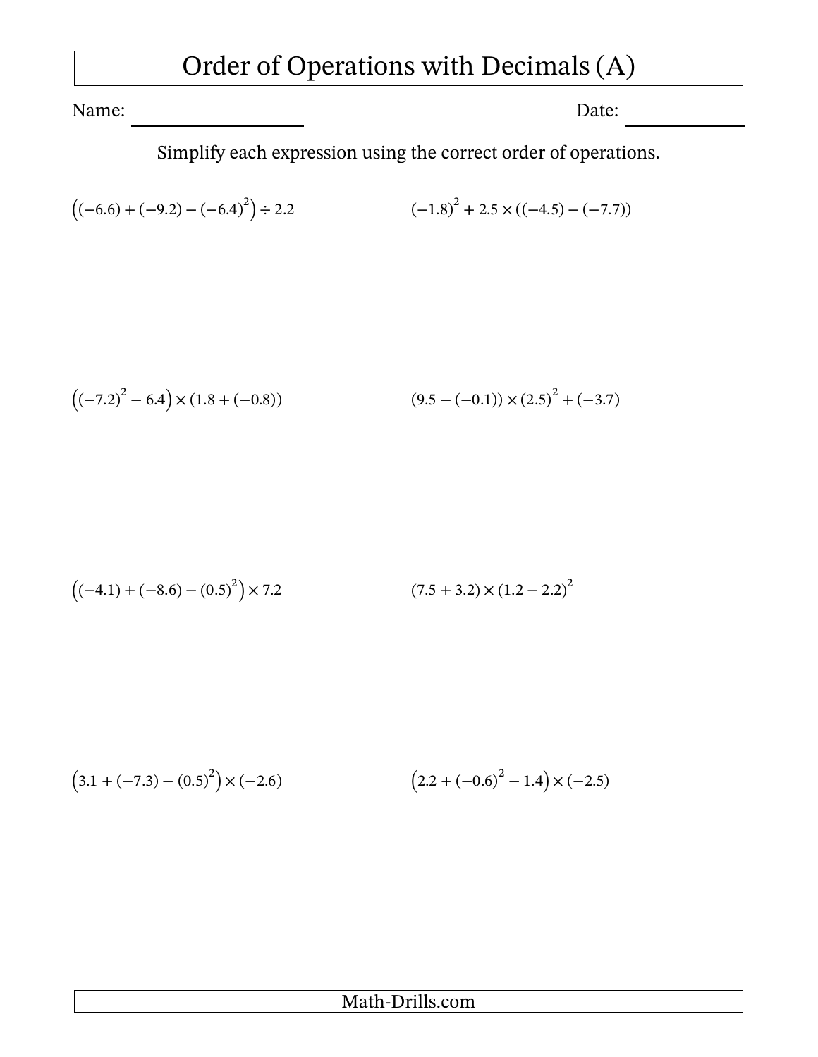# Order of Operations with Decimals (A)

Name: ____________________ Date: ____________

Simplify each expression using the correct order of operations.

$\left((-6.6) + (-9.2) - (-6.4)^2\right) \div 2.2$

$(-1.8)^2 + 2.5 \times ((-4.5) - (-7.7))$

$\left((-7.2)^2 - 6.4\right) \times (1.8 + (-0.8))$

$(9.5 - (-0.1)) \times (2.5)^2 + (-3.7)$

$\left((-4.1) + (-8.6) - (0.5)^2\right) \times 7.2$

$(7.5 + 3.2) \times (1.2 - 2.2)^2$

$\left(3.1 + (-7.3) - (0.5)^2\right) \times (-2.6)$

$\left(2.2 + (-0.6)^2 - 1.4\right) \times (-2.5)$

Math-Drills.com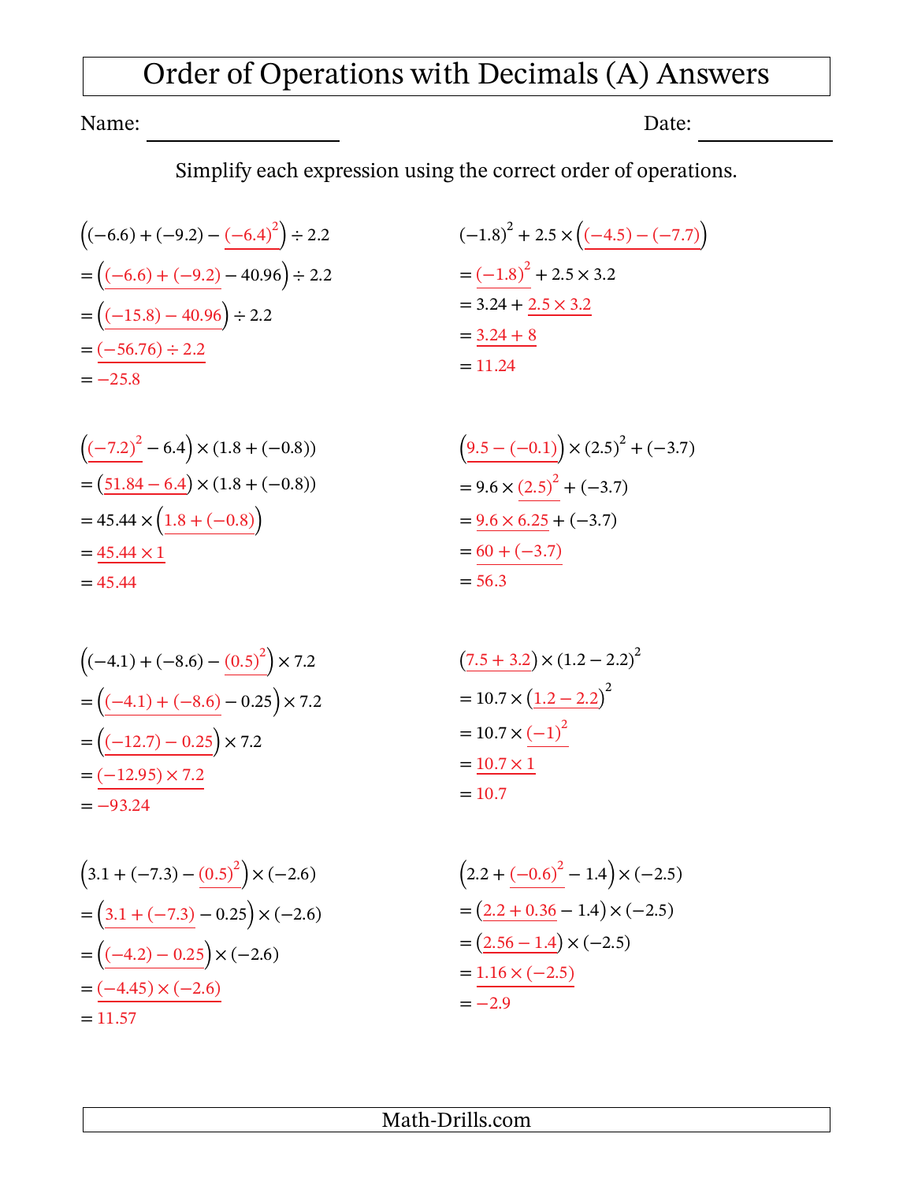# Order of Operations with Decimals (A) Answers

Name: ______________ Date: ______________

Simplify each expression using the correct order of operations.

$$\left((-6.6) + (-9.2) - (-6.4)^2\right) \div 2.2$$
$$= \left((-6.6) + (-9.2) - 40.96\right) \div 2.2$$
$$= \left((-15.8) - 40.96\right) \div 2.2$$
$$= (-56.76) \div 2.2$$
$$= -25.8$$

$$(-1.8)^2 + 2.5 \times \left((-4.5) - (-7.7)\right)$$
$$= (-1.8)^2 + 2.5 \times 3.2$$
$$= 3.24 + 2.5 \times 3.2$$
$$= 3.24 + 8$$
$$= 11.24$$

$$\left((-7.2)^2 - 6.4\right) \times (1.8 + (-0.8))$$
$$= \left(51.84 - 6.4\right) \times (1.8 + (-0.8))$$
$$= 45.44 \times \left(1.8 + (-0.8)\right)$$
$$= 45.44 \times 1$$
$$= 45.44$$

$$\left(9.5 - (-0.1)\right) \times (2.5)^2 + (-3.7)$$
$$= 9.6 \times (2.5)^2 + (-3.7)$$
$$= 9.6 \times 6.25 + (-3.7)$$
$$= 60 + (-3.7)$$
$$= 56.3$$

$$\left((-4.1) + (-8.6) - (0.5)^2\right) \times 7.2$$
$$= \left((-4.1) + (-8.6) - 0.25\right) \times 7.2$$
$$= \left((-12.7) - 0.25\right) \times 7.2$$
$$= (-12.95) \times 7.2$$
$$= -93.24$$

$$(7.5 + 3.2) \times (1.2 - 2.2)^2$$
$$= 10.7 \times (1.2 - 2.2)^2$$
$$= 10.7 \times (-1)^2$$
$$= 10.7 \times 1$$
$$= 10.7$$

$$\left(3.1 + (-7.3) - (0.5)^2\right) \times (-2.6)$$
$$= \left(3.1 + (-7.3) - 0.25\right) \times (-2.6)$$
$$= \left((-4.2) - 0.25\right) \times (-2.6)$$
$$= (-4.45) \times (-2.6)$$
$$= 11.57$$

$$\left(2.2 + (-0.6)^2 - 1.4\right) \times (-2.5)$$
$$= \left(2.2 + 0.36 - 1.4\right) \times (-2.5)$$
$$= \left(2.56 - 1.4\right) \times (-2.5)$$
$$= 1.16 \times (-2.5)$$
$$= -2.9$$

Math-Drills.com